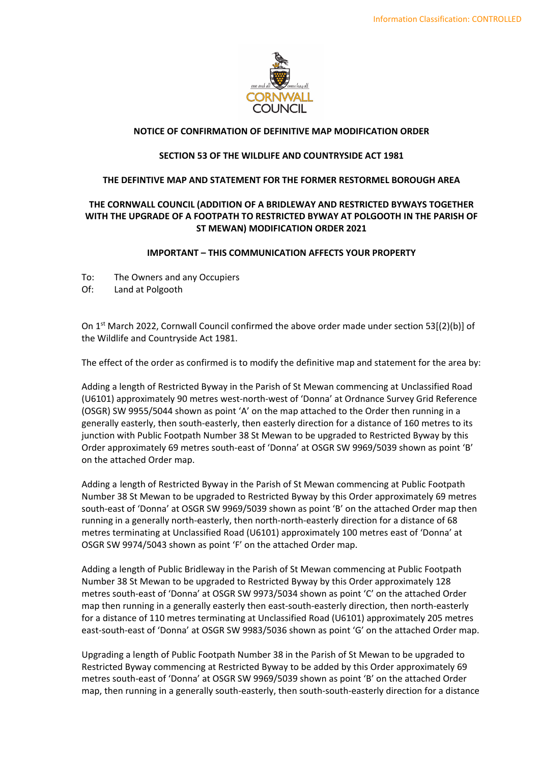Information Classification: CONTROLLED

CORNWALL COUNCIL

**NOTICE OF CONFIRMATION OF DEFINITIVE MAP MODIFICATION ORDER**

**SECTION 53 OF THE WILDLIFE AND COUNTRYSIDE ACT 1981**

**THE DEFINTIVE MAP AND STATEMENT FOR THE FORMER RESTORMEL BOROUGH AREA**

**THE CORNWALL COUNCIL (ADDITION OF A BRIDLEWAY AND RESTRICTED BYWAYS TOGETHER WITH THE UPGRADE OF A FOOTPATH TO RESTRICTED BYWAY AT POLGOOTH IN THE PARISH OF ST MEWAN) MODIFICATION ORDER 2021**

**IMPORTANT – THIS COMMUNICATION AFFECTS YOUR PROPERTY**

To: The Owners and any Occupiers
Of: Land at Polgooth

On 1st March 2022, Cornwall Council confirmed the above order made under section 53[(2)(b)] of the Wildlife and Countryside Act 1981.

The effect of the order as confirmed is to modify the definitive map and statement for the area by:

Adding a length of Restricted Byway in the Parish of St Mewan commencing at Unclassified Road (U6101) approximately 90 metres west-north-west of 'Donna' at Ordnance Survey Grid Reference (OSGR) SW 9955/5044 shown as point 'A' on the map attached to the Order then running in a generally easterly, then south-easterly, then easterly direction for a distance of 160 metres to its junction with Public Footpath Number 38 St Mewan to be upgraded to Restricted Byway by this Order approximately 69 metres south-east of 'Donna' at OSGR SW 9969/5039 shown as point 'B' on the attached Order map.

Adding a length of Restricted Byway in the Parish of St Mewan commencing at Public Footpath Number 38 St Mewan to be upgraded to Restricted Byway by this Order approximately 69 metres south-east of 'Donna' at OSGR SW 9969/5039 shown as point 'B' on the attached Order map then running in a generally north-easterly, then north-north-easterly direction for a distance of 68 metres terminating at Unclassified Road (U6101) approximately 100 metres east of 'Donna' at OSGR SW 9974/5043 shown as point 'F' on the attached Order map.

Adding a length of Public Bridleway in the Parish of St Mewan commencing at Public Footpath Number 38 St Mewan to be upgraded to Restricted Byway by this Order approximately 128 metres south-east of 'Donna' at OSGR SW 9973/5034 shown as point 'C' on the attached Order map then running in a generally easterly then east-south-easterly direction, then north-easterly for a distance of 110 metres terminating at Unclassified Road (U6101) approximately 205 metres east-south-east of 'Donna' at OSGR SW 9983/5036 shown as point 'G' on the attached Order map.

Upgrading a length of Public Footpath Number 38 in the Parish of St Mewan to be upgraded to Restricted Byway commencing at Restricted Byway to be added by this Order approximately 69 metres south-east of 'Donna' at OSGR SW 9969/5039 shown as point 'B' on the attached Order map, then running in a generally south-easterly, then south-south-easterly direction for a distance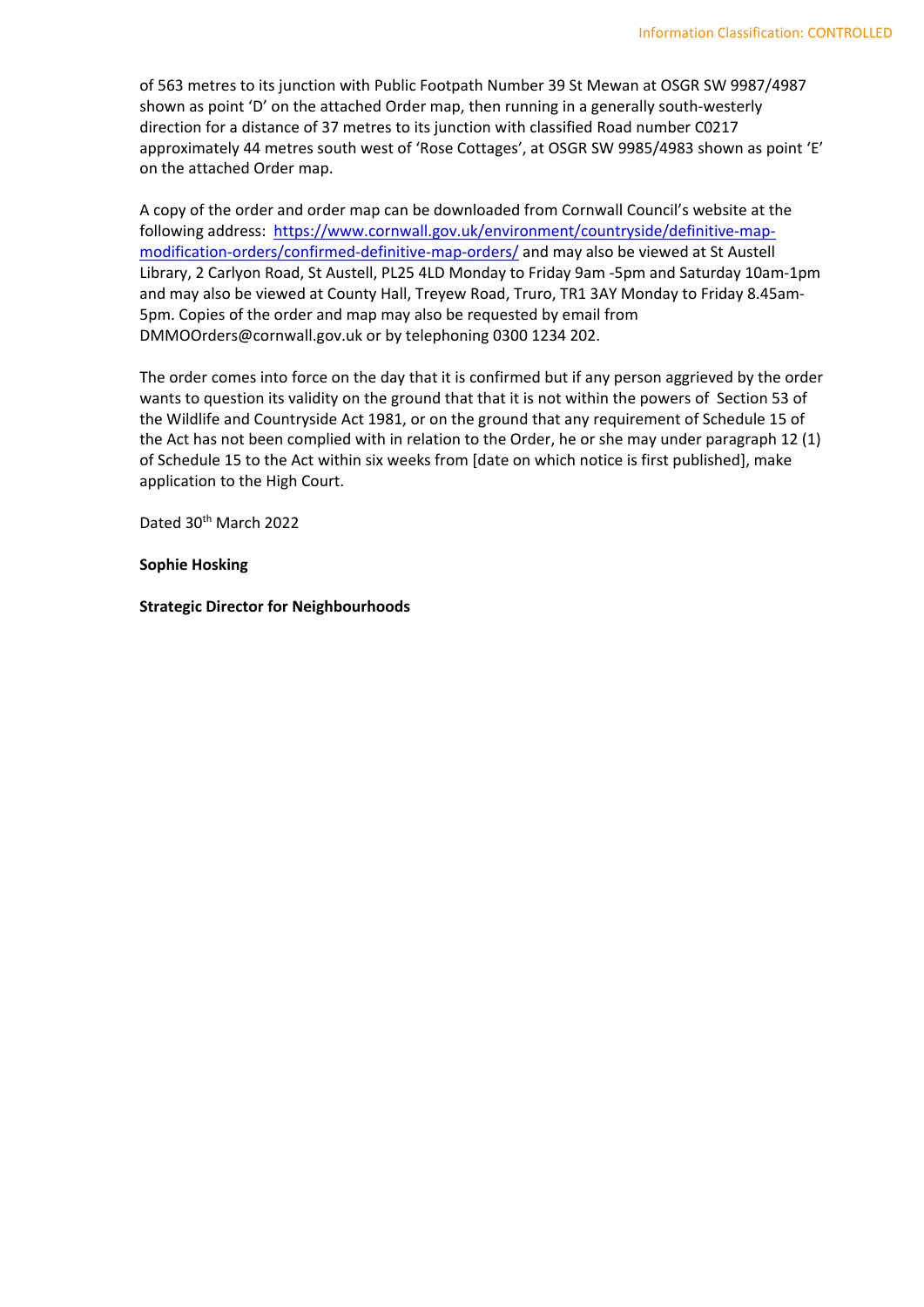of 563 metres to its junction with Public Footpath Number 39 St Mewan at OSGR SW 9987/4987 shown as point 'D' on the attached Order map, then running in a generally south-westerly direction for a distance of 37 metres to its junction with classified Road number C0217 approximately 44 metres south west of 'Rose Cottages', at OSGR SW 9985/4983 shown as point 'E' on the attached Order map.

A copy of the order and order map can be downloaded from Cornwall Council's website at the following address: https://www.cornwall.gov.uk/environment/countryside/definitive-map-modification-orders/confirmed-definitive-map-orders/ and may also be viewed at St Austell Library, 2 Carlyon Road, St Austell, PL25 4LD Monday to Friday 9am -5pm and Saturday 10am-1pm and may also be viewed at County Hall, Treyew Road, Truro, TR1 3AY Monday to Friday 8.45am-5pm. Copies of the order and map may also be requested by email from DMMOOrders@cornwall.gov.uk or by telephoning 0300 1234 202.

The order comes into force on the day that it is confirmed but if any person aggrieved by the order wants to question its validity on the ground that that it is not within the powers of Section 53 of the Wildlife and Countryside Act 1981, or on the ground that any requirement of Schedule 15 of the Act has not been complied with in relation to the Order, he or she may under paragraph 12 (1) of Schedule 15 to the Act within six weeks from [date on which notice is first published], make application to the High Court.

Dated 30th March 2022

**Sophie Hosking**

**Strategic Director for Neighbourhoods**